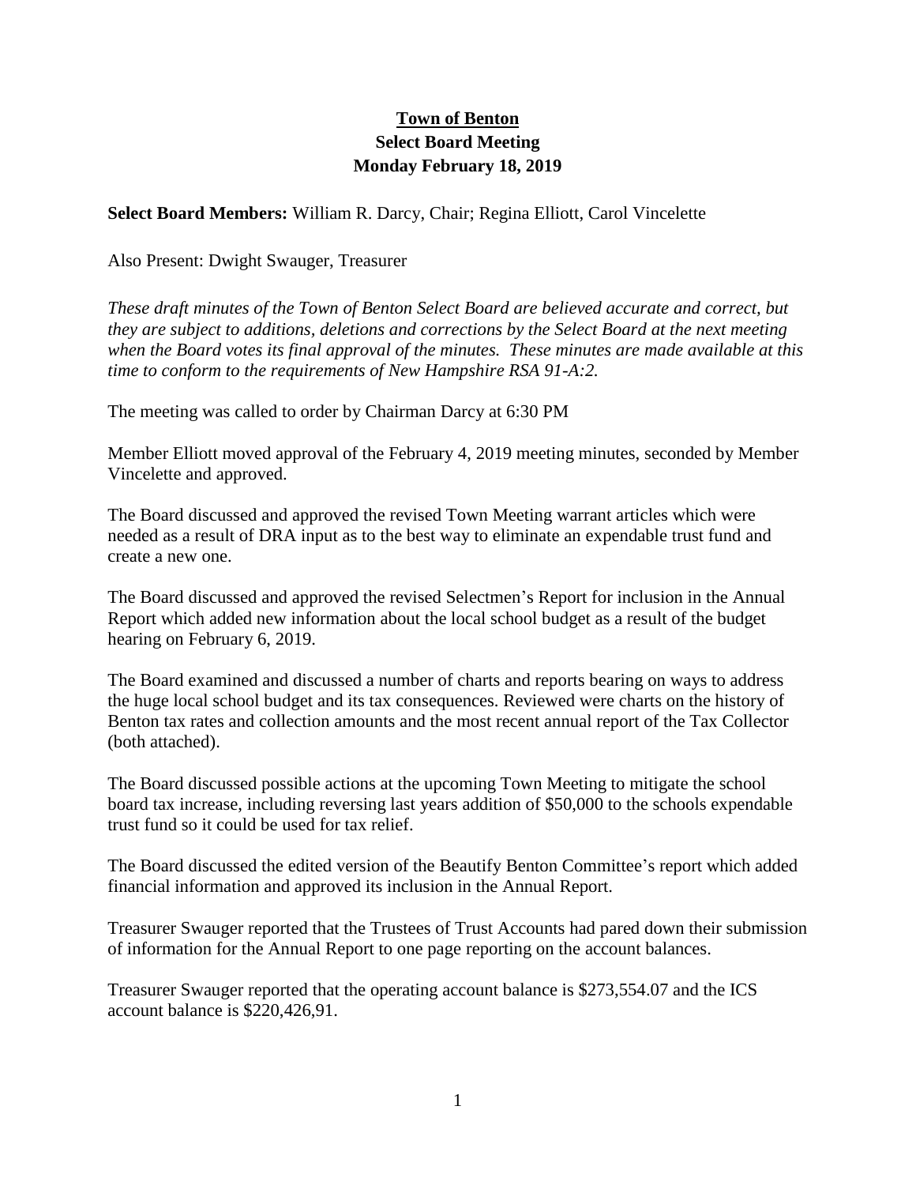# Town of Benton

## Select Board Meeting

## Monday February 18, 2019

**Select Board Members:** William R. Darcy, Chair; Regina Elliott, Carol Vincelette

Also Present: Dwight Swauger, Treasurer

*These draft minutes of the Town of Benton Select Board are believed accurate and correct, but they are subject to additions, deletions and corrections by the Select Board at the next meeting when the Board votes its final approval of the minutes. These minutes are made available at this time to conform to the requirements of New Hampshire RSA 91-A:2.*

The meeting was called to order by Chairman Darcy at 6:30 PM

Member Elliott moved approval of the February 4, 2019 meeting minutes, seconded by Member Vincelette and approved.

The Board discussed and approved the revised Town Meeting warrant articles which were needed as a result of DRA input as to the best way to eliminate an expendable trust fund and create a new one.

The Board discussed and approved the revised Selectmen's Report for inclusion in the Annual Report which added new information about the local school budget as a result of the budget hearing on February 6, 2019.

The Board examined and discussed a number of charts and reports bearing on ways to address the huge local school budget and its tax consequences. Reviewed were charts on the history of Benton tax rates and collection amounts and the most recent annual report of the Tax Collector (both attached).

The Board discussed possible actions at the upcoming Town Meeting to mitigate the school board tax increase, including reversing last years addition of $50,000 to the schools expendable trust fund so it could be used for tax relief.

The Board discussed the edited version of the Beautify Benton Committee's report which added financial information and approved its inclusion in the Annual Report.

Treasurer Swauger reported that the Trustees of Trust Accounts had pared down their submission of information for the Annual Report to one page reporting on the account balances.

Treasurer Swauger reported that the operating account balance is $273,554.07 and the ICS account balance is $220,426,91.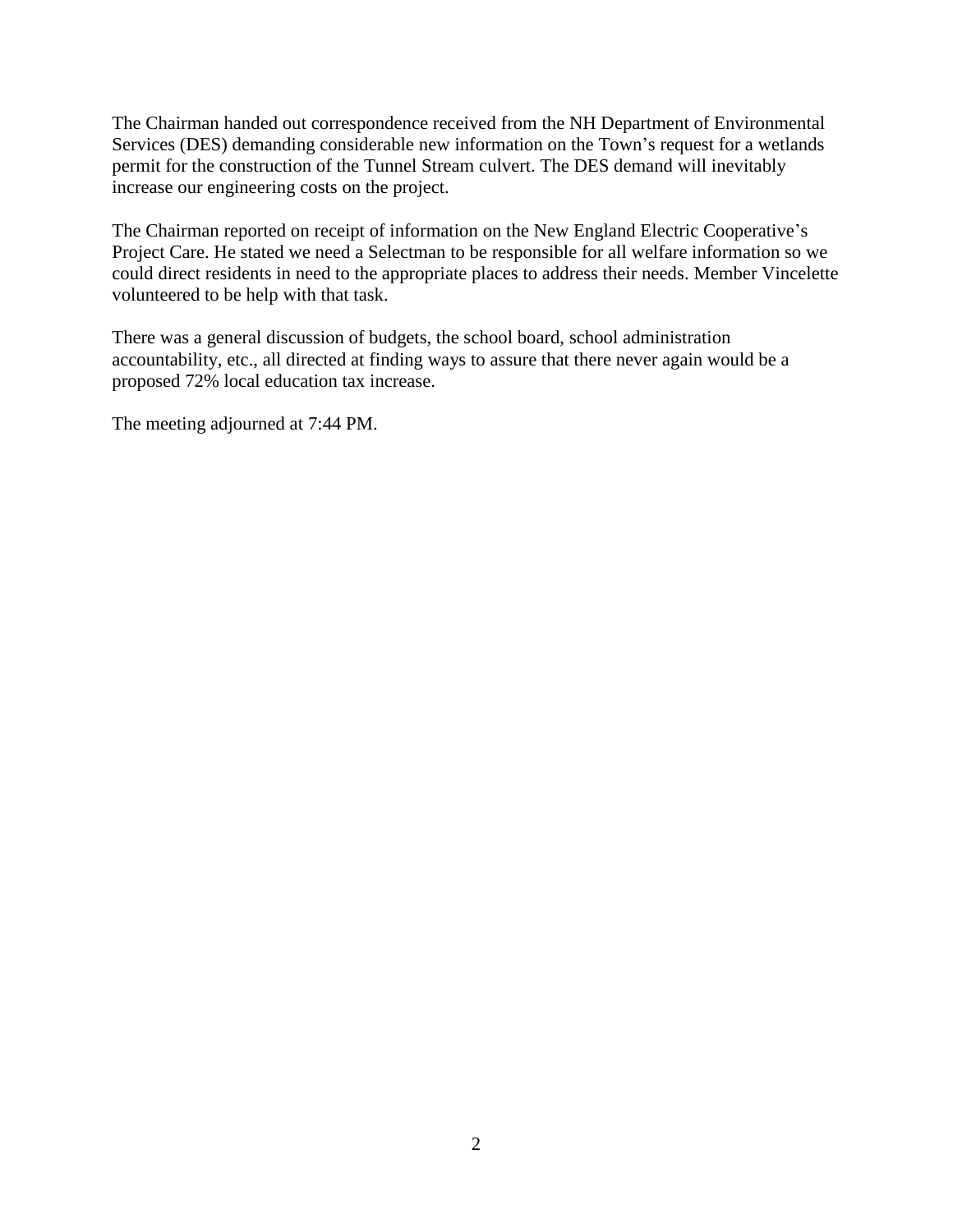The Chairman handed out correspondence received from the NH Department of Environmental Services (DES) demanding considerable new information on the Town's request for a wetlands permit for the construction of the Tunnel Stream culvert. The DES demand will inevitably increase our engineering costs on the project.

The Chairman reported on receipt of information on the New England Electric Cooperative's Project Care. He stated we need a Selectman to be responsible for all welfare information so we could direct residents in need to the appropriate places to address their needs. Member Vincelette volunteered to be help with that task.

There was a general discussion of budgets, the school board, school administration accountability, etc., all directed at finding ways to assure that there never again would be a proposed 72% local education tax increase.

The meeting adjourned at 7:44 PM.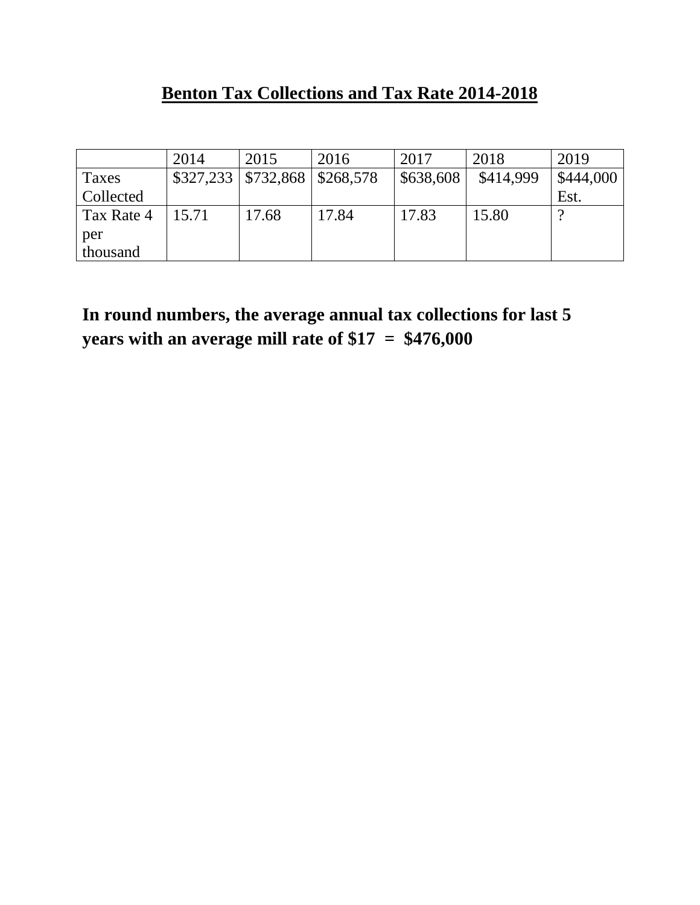# **Benton Tax Collections and Tax Rate 2014-2018**

| | 2014 | 2015 | 2016 | 2017 | 2018 | 2019 |
|---|---|---|---|---|---|---|
| Taxes Collected | $327,233 | $732,868 | $268,578 | $638,608 | $414,999 | $444,000 Est. |
| Tax Rate 4 per thousand | 15.71 | 17.68 | 17.84 | 17.83 | 15.80 | ? |

**In round numbers, the average annual tax collections for last 5 years with an average mill rate of $17 = $476,000**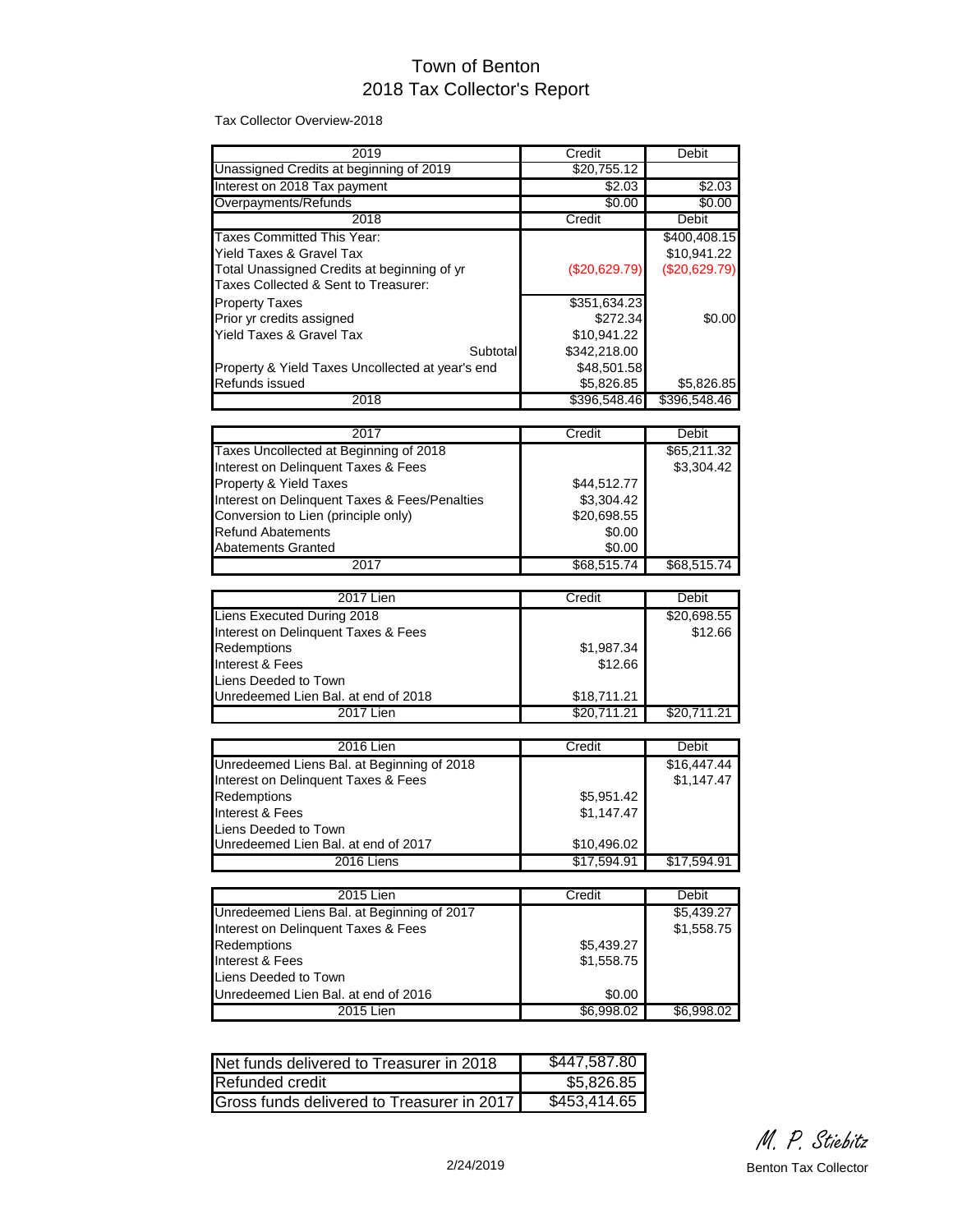# Town of Benton
## 2018 Tax Collector's Report

Tax Collector Overview-2018

| 2019 | Credit | Debit |
|---|---|---|
| Unassigned Credits at beginning of 2019 | $20,755.12 | |
| Interest on 2018 Tax payment | $2.03 | $2.03 |
| Overpayments/Refunds | $0.00 | $0.00 |
| **2018** | **Credit** | **Debit** |
| Taxes Committed This Year: | | $400,408.15 |
| Yield Taxes & Gravel Tax | | $10,941.22 |
| Total Unassigned Credits at beginning of yr | ($20,629.79) | ($20,629.79) |
| Taxes Collected & Sent to Treasurer: | | |
| Property Taxes | $351,634.23 | |
| Prior yr credits assigned | $272.34 | $0.00 |
| Yield Taxes & Gravel Tax | $10,941.22 | |
| Subtotal | $342,218.00 | |
| Property & Yield Taxes Uncollected at year's end | $48,501.58 | |
| Refunds issued | $5,826.85 | $5,826.85 |
| 2018 | $396,548.46 | $396,548.46 |

| 2017 | Credit | Debit |
|---|---|---|
| Taxes Uncollected at Beginning of 2018 | | $65,211.32 |
| Interest on Delinquent Taxes & Fees | | $3,304.42 |
| Property & Yield Taxes | $44,512.77 | |
| Interest on Delinquent Taxes & Fees/Penalties | $3,304.42 | |
| Conversion to Lien (principle only) | $20,698.55 | |
| Refund Abatements | $0.00 | |
| Abatements Granted | $0.00 | |
| 2017 | $68,515.74 | $68,515.74 |

| 2017 Lien | Credit | Debit |
|---|---|---|
| Liens Executed During 2018 | | $20,698.55 |
| Interest on Delinquent Taxes & Fees | | $12.66 |
| Redemptions | $1,987.34 | |
| Interest & Fees | $12.66 | |
| Liens Deeded to Town | | |
| Unredeemed Lien Bal. at end of 2018 | $18,711.21 | |
| 2017 Lien | $20,711.21 | $20,711.21 |

| 2016 Lien | Credit | Debit |
|---|---|---|
| Unredeemed Liens Bal. at Beginning of 2018 | | $16,447.44 |
| Interest on Delinquent Taxes & Fees | | $1,147.47 |
| Redemptions | $5,951.42 | |
| Interest & Fees | $1,147.47 | |
| Liens Deeded to Town | | |
| Unredeemed Lien Bal. at end of 2017 | $10,496.02 | |
| 2016 Liens | $17,594.91 | $17,594.91 |

| 2015 Lien | Credit | Debit |
|---|---|---|
| Unredeemed Liens Bal. at Beginning of 2017 | | $5,439.27 |
| Interest on Delinquent Taxes & Fees | | $1,558.75 |
| Redemptions | $5,439.27 | |
| Interest & Fees | $1,558.75 | |
| Liens Deeded to Town | | |
| Unredeemed Lien Bal. at end of 2016 | $0.00 | |
| 2015 Lien | $6,998.02 | $6,998.02 |

| | |
|---|---|
| Net funds delivered to Treasurer in 2018 | $447,587.80 |
| Refunded credit | $5,826.85 |
| Gross funds delivered to Treasurer in 2017 | $453,414.65 |

2/24/2019

M. P. Stiebitz
Benton Tax Collector